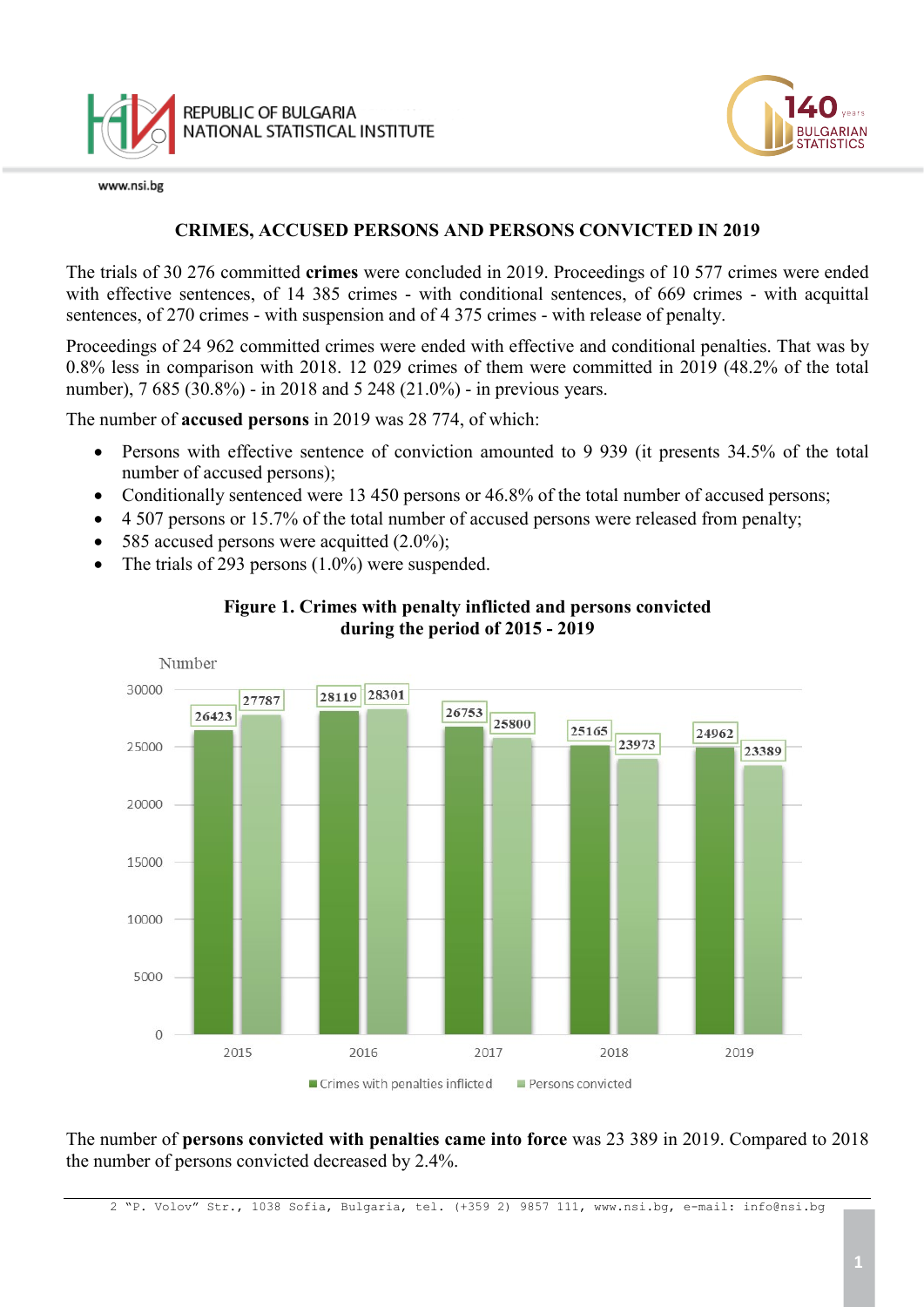# CRIMES, ACCUSED PERSONS AND PERSONS CONVICTED IN 2019

The trials of 30 276 committed **crimes** were concluded in 2019. Proceedings of 10 577 crimes were ended with effective sentences, of 14 385 crimes - with conditional sentences, of 669 crimes - with acquittal sentences, of 270 crimes - with suspension and of 4 375 crimes - with release of penalty.

Proceedings of 24 962 committed crimes were ended with effective and conditional penalties. That was by 0.8% less in comparison with 2018. 12 029 crimes of them were committed in 2019 (48.2% of the total number), 7 685 (30.8%) - in 2018 and 5 248 (21.0%) - in previous years.

The number of **accused persons** in 2019 was 28 774, of which:

- Persons with effective sentence of conviction amounted to 9 939 (it presents 34.5% of the total number of accused persons);
- Conditionally sentenced were 13 450 persons or 46.8% of the total number of accused persons;
- 4 507 persons or 15.7% of the total number of accused persons were released from penalty;
- 585 accused persons were acquitted (2.0%);
- The trials of 293 persons (1.0%) were suspended.

**Figure 1. Crimes with penalty inflicted and persons convicted during the period of 2015 - 2019**

| Year | Crimes with penalties inflicted | Persons convicted |
|---|---|---|
| 2015 | 26423 | 27787 |
| 2016 | 28119 | 28301 |
| 2017 | 26753 | 25800 |
| 2018 | 25165 | 23973 |
| 2019 | 24962 | 23389 |

The number of **persons convicted with penalties came into force** was 23 389 in 2019. Compared to 2018 the number of persons convicted decreased by 2.4%.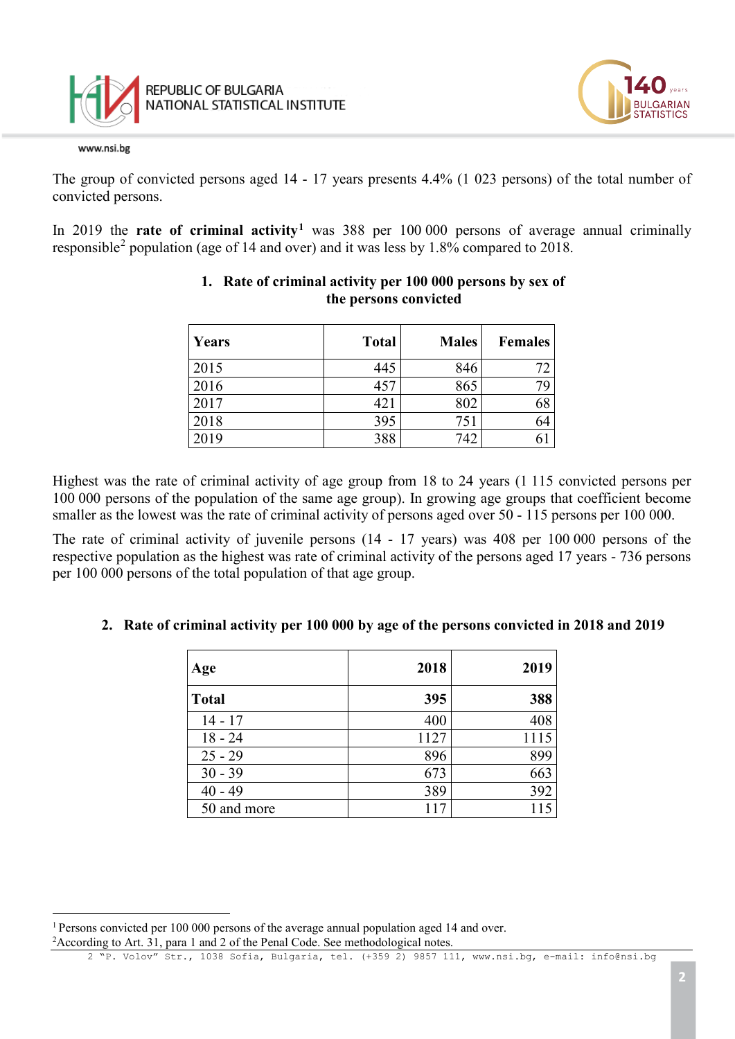The group of convicted persons aged 14 - 17 years presents 4.4% (1 023 persons) of the total number of convicted persons.

In 2019 the **rate of criminal activity**[1] was 388 per 100 000 persons of average annual criminally responsible[2] population (age of 14 and over) and it was less by 1.8% compared to 2018.

**1. Rate of criminal activity per 100 000 persons by sex of the persons convicted**

| Years | Total | Males | Females |
|---|---|---|---|
| 2015 | 445 | 846 | 72 |
| 2016 | 457 | 865 | 79 |
| 2017 | 421 | 802 | 68 |
| 2018 | 395 | 751 | 64 |
| 2019 | 388 | 742 | 61 |

Highest was the rate of criminal activity of age group from 18 to 24 years (1 115 convicted persons per 100 000 persons of the population of the same age group). In growing age groups that coefficient become smaller as the lowest was the rate of criminal activity of persons aged over 50 - 115 persons per 100 000.

The rate of criminal activity of juvenile persons (14 - 17 years) was 408 per 100 000 persons of the respective population as the highest was rate of criminal activity of the persons aged 17 years - 736 persons per 100 000 persons of the total population of that age group.

**2. Rate of criminal activity per 100 000 by age of the persons convicted in 2018 and 2019**

| Age | 2018 | 2019 |
|---|---|---|
| **Total** | **395** | **388** |
| 14 - 17 | 400 | 408 |
| 18 - 24 | 1127 | 1115 |
| 25 - 29 | 896 | 899 |
| 30 - 39 | 673 | 663 |
| 40 - 49 | 389 | 392 |
| 50 and more | 117 | 115 |

---

[1] Persons convicted per 100 000 persons of the average annual population aged 14 and over.

[2] According to Art. 31, para 1 and 2 of the Penal Code. See methodological notes.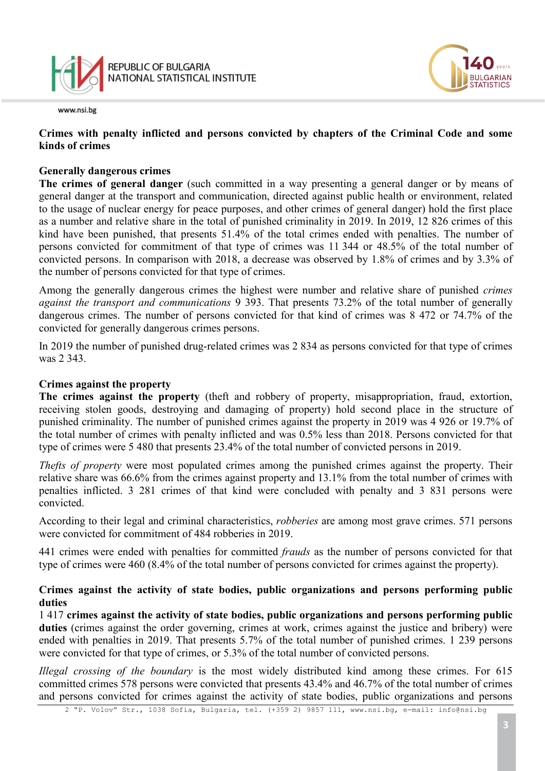## Crimes with penalty inflicted and persons convicted by chapters of the Criminal Code and some kinds of crimes

### Generally dangerous crimes

**The crimes of general danger** (such committed in a way presenting a general danger or by means of general danger at the transport and communication, directed against public health or environment, related to the usage of nuclear energy for peace purposes, and other crimes of general danger) hold the first place as a number and relative share in the total of punished criminality in 2019. In 2019, 12 826 crimes of this kind have been punished, that presents 51.4% of the total crimes ended with penalties. The number of persons convicted for commitment of that type of crimes was 11 344 or 48.5% of the total number of convicted persons. In comparison with 2018, a decrease was observed by 1.8% of crimes and by 3.3% of the number of persons convicted for that type of crimes.

Among the generally dangerous crimes the highest were number and relative share of punished *crimes against the transport and communications* 9 393. That presents 73.2% of the total number of generally dangerous crimes. The number of persons convicted for that kind of crimes was 8 472 or 74.7% of the convicted for generally dangerous crimes persons.

In 2019 the number of punished drug-related crimes was 2 834 as persons convicted for that type of crimes was 2 343.

### Crimes against the property

**The crimes against the property** (theft and robbery of property, misappropriation, fraud, extortion, receiving stolen goods, destroying and damaging of property) hold second place in the structure of punished criminality. The number of punished crimes against the property in 2019 was 4 926 or 19.7% of the total number of crimes with penalty inflicted and was 0.5% less than 2018. Persons convicted for that type of crimes were 5 480 that presents 23.4% of the total number of convicted persons in 2019.

*Thefts of property* were most populated crimes among the punished crimes against the property. Their relative share was 66.6% from the crimes against property and 13.1% from the total number of crimes with penalties inflicted. 3 281 crimes of that kind were concluded with penalty and 3 831 persons were convicted.

According to their legal and criminal characteristics, *robberies* are among most grave crimes. 571 persons were convicted for commitment of 484 robberies in 2019.

441 crimes were ended with penalties for committed *frauds* as the number of persons convicted for that type of crimes were 460 (8.4% of the total number of persons convicted for crimes against the property).

### Crimes against the activity of state bodies, public organizations and persons performing public duties

1 417 **crimes against the activity of state bodies, public organizations and persons performing public duties** (crimes against the order governing, crimes at work, crimes against the justice and bribery) were ended with penalties in 2019. That presents 5.7% of the total number of punished crimes. 1 239 persons were convicted for that type of crimes, or 5.3% of the total number of convicted persons.

*Illegal crossing of the boundary* is the most widely distributed kind among these crimes. For 615 committed crimes 578 persons were convicted that presents 43.4% and 46.7% of the total number of crimes and persons convicted for crimes against the activity of state bodies, public organizations and persons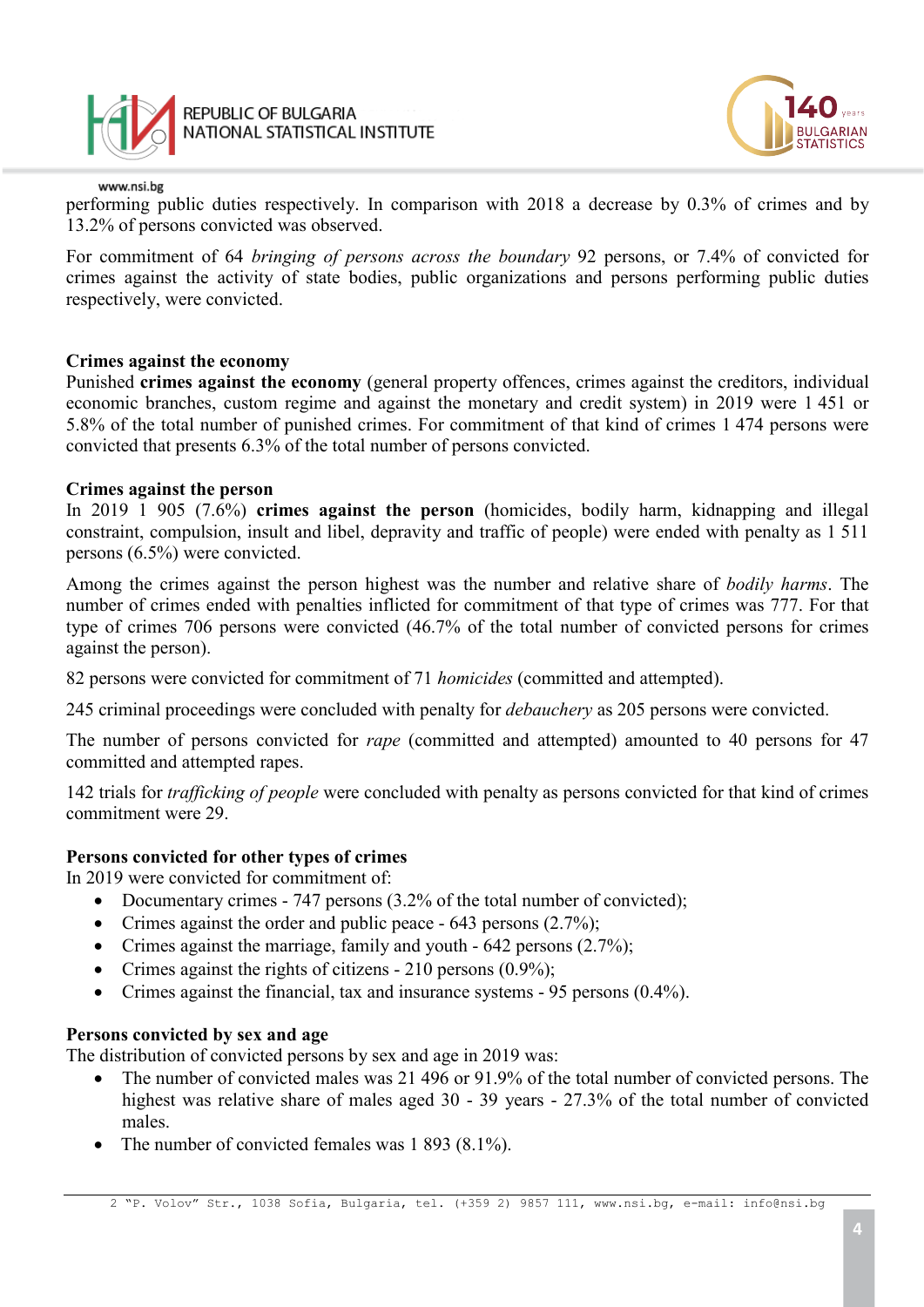performing public duties respectively. In comparison with 2018 a decrease by 0.3% of crimes and by 13.2% of persons convicted was observed.

For commitment of 64 *bringing of persons across the boundary* 92 persons, or 7.4% of convicted for crimes against the activity of state bodies, public organizations and persons performing public duties respectively, were convicted.

**Crimes against the economy**

Punished **crimes against the economy** (general property offences, crimes against the creditors, individual economic branches, custom regime and against the monetary and credit system) in 2019 were 1 451 or 5.8% of the total number of punished crimes. For commitment of that kind of crimes 1 474 persons were convicted that presents 6.3% of the total number of persons convicted.

**Crimes against the person**

In 2019 1 905 (7.6%) **crimes against the person** (homicides, bodily harm, kidnapping and illegal constraint, compulsion, insult and libel, depravity and traffic of people) were ended with penalty as 1 511 persons (6.5%) were convicted.

Among the crimes against the person highest was the number and relative share of *bodily harms*. The number of crimes ended with penalties inflicted for commitment of that type of crimes was 777. For that type of crimes 706 persons were convicted (46.7% of the total number of convicted persons for crimes against the person).

82 persons were convicted for commitment of 71 *homicides* (committed and attempted).

245 criminal proceedings were concluded with penalty for *debauchery* as 205 persons were convicted.

The number of persons convicted for *rape* (committed and attempted) amounted to 40 persons for 47 committed and attempted rapes.

142 trials for *trafficking of people* were concluded with penalty as persons convicted for that kind of crimes commitment were 29.

**Persons convicted for other types of crimes**

In 2019 were convicted for commitment of:

- Documentary crimes - 747 persons (3.2% of the total number of convicted);
- Crimes against the order and public peace - 643 persons (2.7%);
- Crimes against the marriage, family and youth - 642 persons (2.7%);
- Crimes against the rights of citizens - 210 persons (0.9%);
- Crimes against the financial, tax and insurance systems - 95 persons (0.4%).

**Persons convicted by sex and age**

The distribution of convicted persons by sex and age in 2019 was:

- The number of convicted males was 21 496 or 91.9% of the total number of convicted persons. The highest was relative share of males aged 30 - 39 years - 27.3% of the total number of convicted males.
- The number of convicted females was 1 893 (8.1%).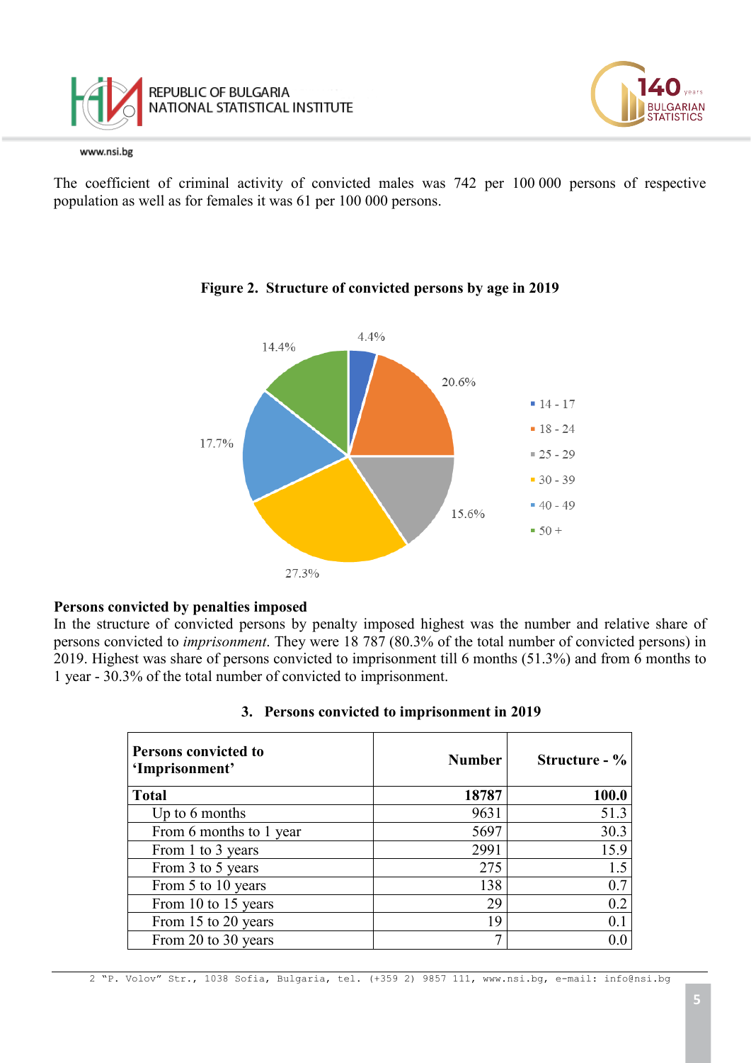The coefficient of criminal activity of convicted males was 742 per 100 000 persons of respective population as well as for females it was 61 per 100 000 persons.

**Figure 2. Structure of convicted persons by age in 2019**

| Age | % |
|---|---|
| 14 - 17 | 4.4% |
| 18 - 24 | 20.6% |
| 25 - 29 | 15.6% |
| 30 - 39 | 27.3% |
| 40 - 49 | 17.7% |
| 50 + | 14.4% |

**Persons convicted by penalties imposed**

In the structure of convicted persons by penalty imposed highest was the number and relative share of persons convicted to *imprisonment*. They were 18 787 (80.3% of the total number of convicted persons) in 2019. Highest was share of persons convicted to imprisonment till 6 months (51.3%) and from 6 months to 1 year - 30.3% of the total number of convicted to imprisonment.

**3. Persons convicted to imprisonment in 2019**

| Persons convicted to 'Imprisonment' | Number | Structure - % |
|---|---|---|
| **Total** | **18787** | **100.0** |
| Up to 6 months | 9631 | 51.3 |
| From 6 months to 1 year | 5697 | 30.3 |
| From 1 to 3 years | 2991 | 15.9 |
| From 3 to 5 years | 275 | 1.5 |
| From 5 to 10 years | 138 | 0.7 |
| From 10 to 15 years | 29 | 0.2 |
| From 15 to 20 years | 19 | 0.1 |
| From 20 to 30 years | 7 | 0.0 |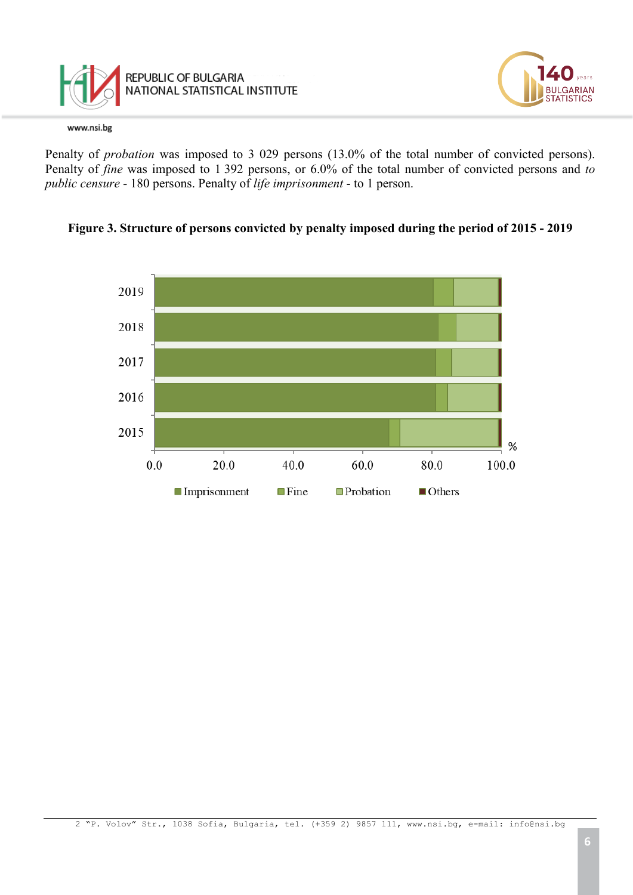Penalty of *probation* was imposed to 3 029 persons (13.0% of the total number of convicted persons). Penalty of *fine* was imposed to 1 392 persons, or 6.0% of the total number of convicted persons and *to public censure* - 180 persons. Penalty of *life imprisonment* - to 1 person.

**Figure 3. Structure of persons convicted by penalty imposed during the period of 2015 - 2019**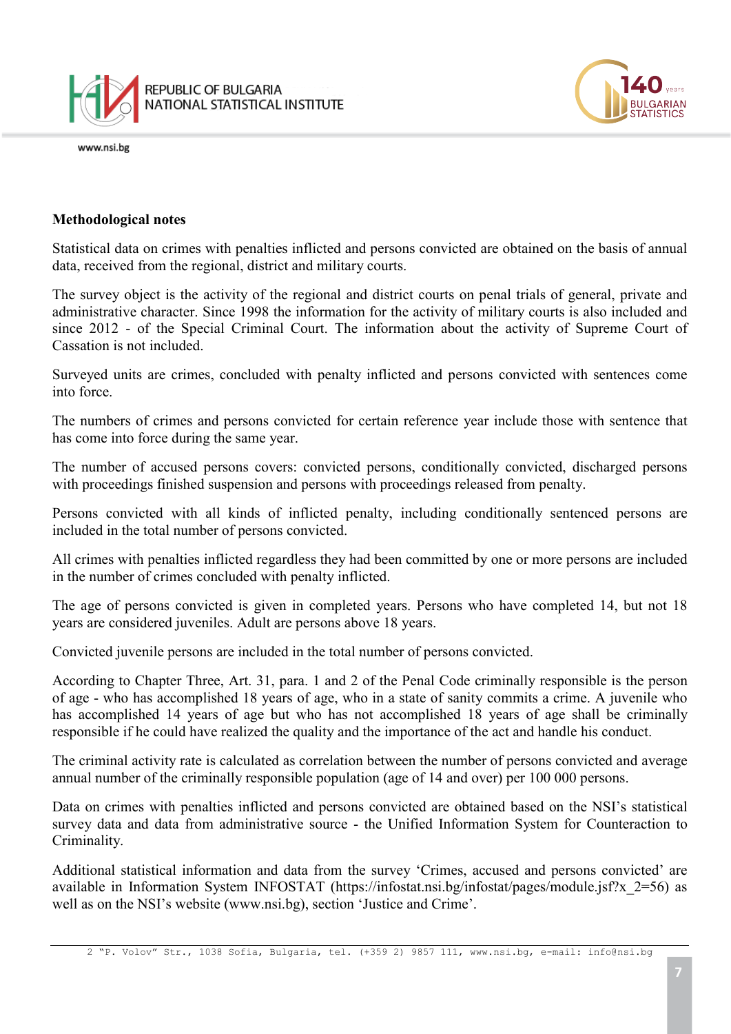**Methodological notes**

Statistical data on crimes with penalties inflicted and persons convicted are obtained on the basis of annual data, received from the regional, district and military courts.

The survey object is the activity of the regional and district courts on penal trials of general, private and administrative character. Since 1998 the information for the activity of military courts is also included and since 2012 - of the Special Criminal Court. The information about the activity of Supreme Court of Cassation is not included.

Surveyed units are crimes, concluded with penalty inflicted and persons convicted with sentences come into force.

The numbers of crimes and persons convicted for certain reference year include those with sentence that has come into force during the same year.

The number of accused persons covers: convicted persons, conditionally convicted, discharged persons with proceedings finished suspension and persons with proceedings released from penalty.

Persons convicted with all kinds of inflicted penalty, including conditionally sentenced persons are included in the total number of persons convicted.

All crimes with penalties inflicted regardless they had been committed by one or more persons are included in the number of crimes concluded with penalty inflicted.

The age of persons convicted is given in completed years. Persons who have completed 14, but not 18 years are considered juveniles. Adult are persons above 18 years.

Convicted juvenile persons are included in the total number of persons convicted.

According to Chapter Three, Art. 31, para. 1 and 2 of the Penal Code criminally responsible is the person of age - who has accomplished 18 years of age, who in a state of sanity commits a crime. A juvenile who has accomplished 14 years of age but who has not accomplished 18 years of age shall be criminally responsible if he could have realized the quality and the importance of the act and handle his conduct.

The criminal activity rate is calculated as correlation between the number of persons convicted and average annual number of the criminally responsible population (age of 14 and over) per 100 000 persons.

Data on crimes with penalties inflicted and persons convicted are obtained based on the NSI's statistical survey data and data from administrative source - the Unified Information System for Counteraction to Criminality.

Additional statistical information and data from the survey 'Crimes, accused and persons convicted' are available in Information System INFOSTAT (https://infostat.nsi.bg/infostat/pages/module.jsf?x_2=56) as well as on the NSI's website (www.nsi.bg), section 'Justice and Crime'.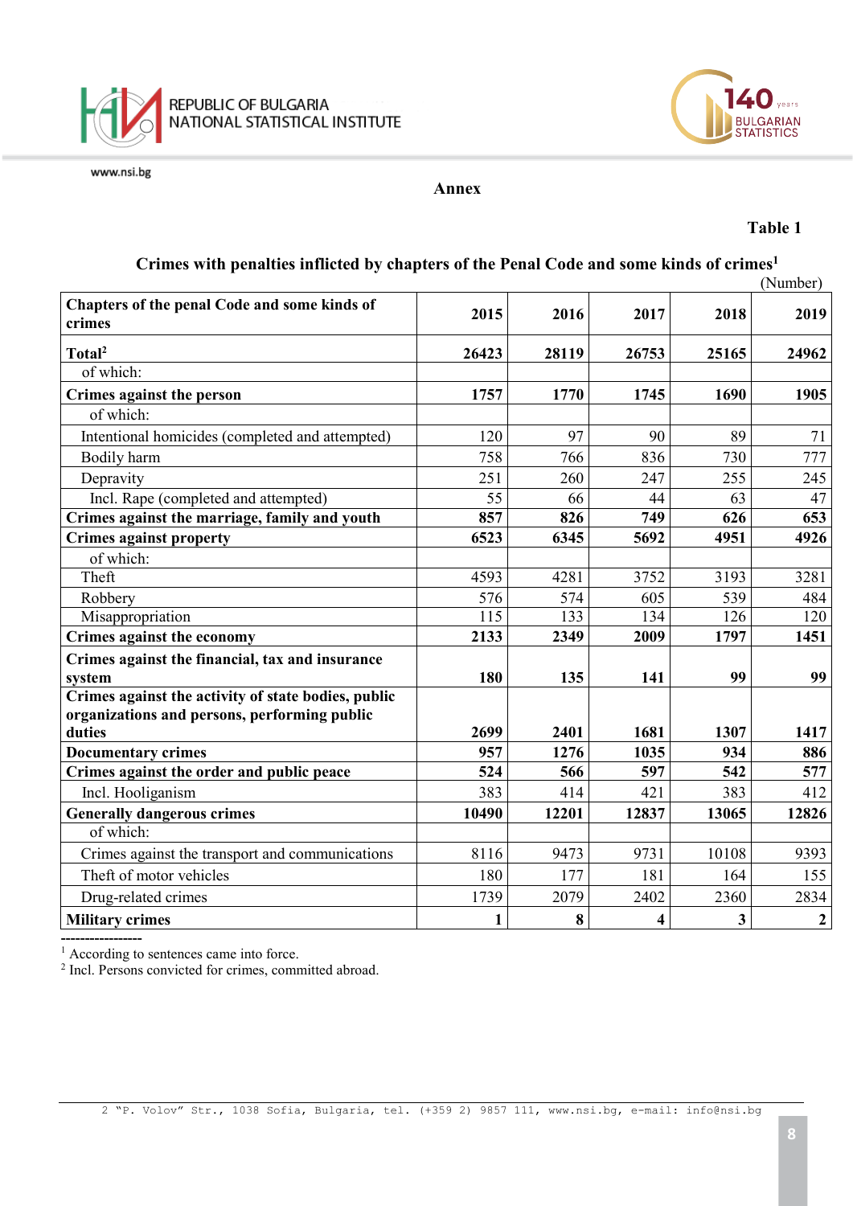**Annex**

**Table 1**

**Crimes with penalties inflicted by chapters of the Penal Code and some kinds of crimes[1]**

(Number)

| Chapters of the penal Code and some kinds of crimes | 2015 | 2016 | 2017 | 2018 | 2019 |
|---|---|---|---|---|---|
| **Total[2]** | **26423** | **28119** | **26753** | **25165** | **24962** |
| of which: | | | | | |
| **Crimes against the person** | **1757** | **1770** | **1745** | **1690** | **1905** |
| of which: | | | | | |
| Intentional homicides (completed and attempted) | 120 | 97 | 90 | 89 | 71 |
| Bodily harm | 758 | 766 | 836 | 730 | 777 |
| Depravity | 251 | 260 | 247 | 255 | 245 |
| Incl. Rape (completed and attempted) | 55 | 66 | 44 | 63 | 47 |
| **Crimes against the marriage, family and youth** | **857** | **826** | **749** | **626** | **653** |
| **Crimes against property** | **6523** | **6345** | **5692** | **4951** | **4926** |
| of which: | | | | | |
| Theft | 4593 | 4281 | 3752 | 3193 | 3281 |
| Robbery | 576 | 574 | 605 | 539 | 484 |
| Misappropriation | 115 | 133 | 134 | 126 | 120 |
| **Crimes against the economy** | **2133** | **2349** | **2009** | **1797** | **1451** |
| **Crimes against the financial, tax and insurance system** | **180** | **135** | **141** | **99** | **99** |
| **Crimes against the activity of state bodies, public organizations and persons, performing public duties** | **2699** | **2401** | **1681** | **1307** | **1417** |
| **Documentary crimes** | **957** | **1276** | **1035** | **934** | **886** |
| **Crimes against the order and public peace** | **524** | **566** | **597** | **542** | **577** |
| Incl. Hooliganism | 383 | 414 | 421 | 383 | 412 |
| **Generally dangerous crimes** | **10490** | **12201** | **12837** | **13065** | **12826** |
| of which: | | | | | |
| Crimes against the transport and communications | 8116 | 9473 | 9731 | 10108 | 9393 |
| Theft of motor vehicles | 180 | 177 | 181 | 164 | 155 |
| Drug-related crimes | 1739 | 2079 | 2402 | 2360 | 2834 |
| **Military crimes** | **1** | **8** | **4** | **3** | **2** |

-----------------

[1] According to sentences came into force.

[2] Incl. Persons convicted for crimes, committed abroad.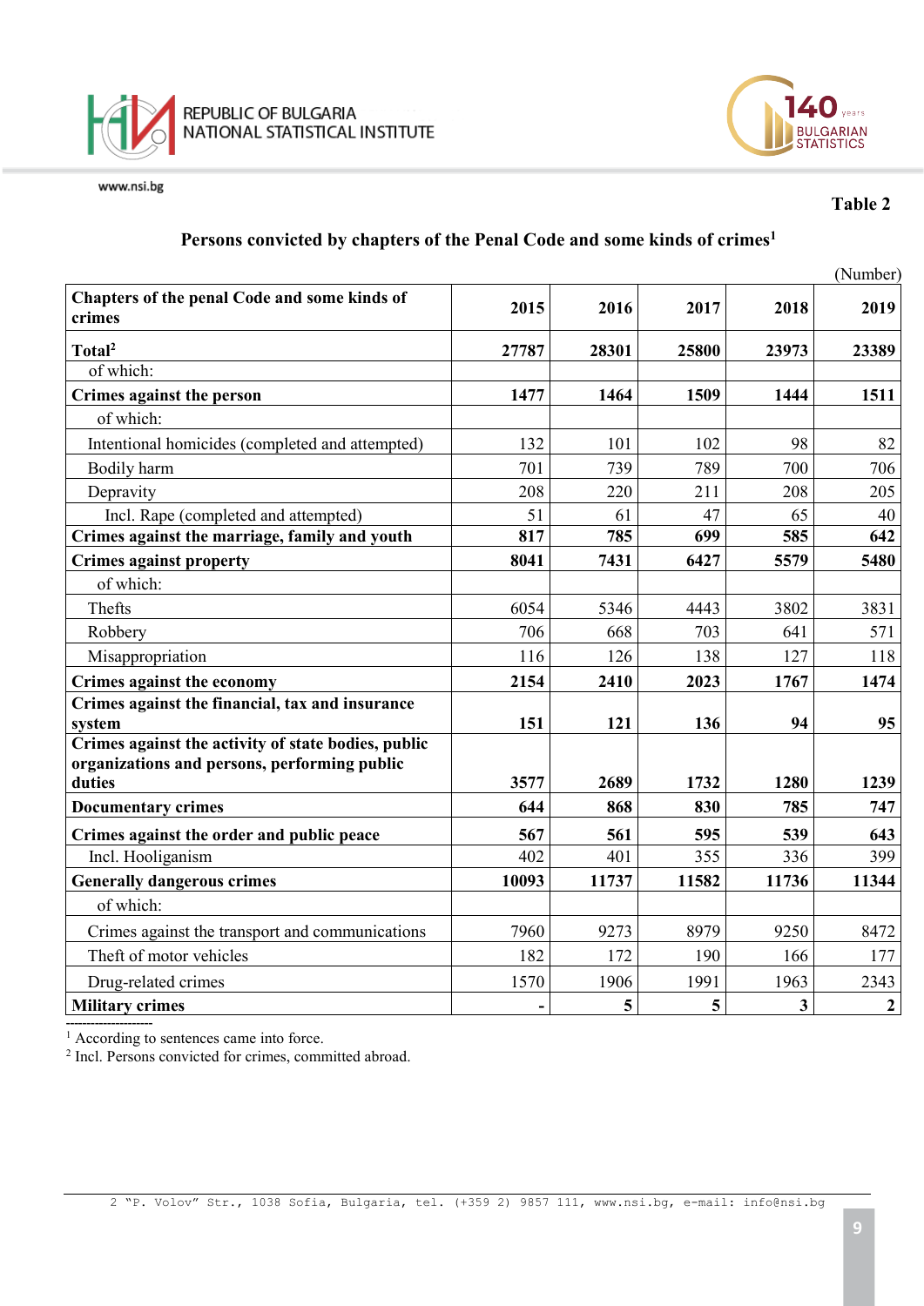Table 2

**Persons convicted by chapters of the Penal Code and some kinds of crimes**[1]

(Number)

| Chapters of the penal Code and some kinds of crimes | 2015 | 2016 | 2017 | 2018 | 2019 |
|---|---|---|---|---|---|
| **Total**[2] | **27787** | **28301** | **25800** | **23973** | **23389** |
| of which: | | | | | |
| **Crimes against the person** | **1477** | **1464** | **1509** | **1444** | **1511** |
| of which: | | | | | |
| Intentional homicides (completed and attempted) | 132 | 101 | 102 | 98 | 82 |
| Bodily harm | 701 | 739 | 789 | 700 | 706 |
| Depravity | 208 | 220 | 211 | 208 | 205 |
| Incl. Rape (completed and attempted) | 51 | 61 | 47 | 65 | 40 |
| **Crimes against the marriage, family and youth** | **817** | **785** | **699** | **585** | **642** |
| **Crimes against property** | **8041** | **7431** | **6427** | **5579** | **5480** |
| of which: | | | | | |
| Thefts | 6054 | 5346 | 4443 | 3802 | 3831 |
| Robbery | 706 | 668 | 703 | 641 | 571 |
| Misappropriation | 116 | 126 | 138 | 127 | 118 |
| **Crimes against the economy** | **2154** | **2410** | **2023** | **1767** | **1474** |
| **Crimes against the financial, tax and insurance system** | **151** | **121** | **136** | **94** | **95** |
| **Crimes against the activity of state bodies, public organizations and persons, performing public duties** | **3577** | **2689** | **1732** | **1280** | **1239** |
| **Documentary crimes** | **644** | **868** | **830** | **785** | **747** |
| **Crimes against the order and public peace** | **567** | **561** | **595** | **539** | **643** |
| Incl. Hooliganism | 402 | 401 | 355 | 336 | 399 |
| **Generally dangerous crimes** | **10093** | **11737** | **11582** | **11736** | **11344** |
| of which: | | | | | |
| Crimes against the transport and communications | 7960 | 9273 | 8979 | 9250 | 8472 |
| Theft of motor vehicles | 182 | 172 | 190 | 166 | 177 |
| Drug-related crimes | 1570 | 1906 | 1991 | 1963 | 2343 |
| **Military crimes** | **-** | **5** | **5** | **3** | **2** |

[1] According to sentences came into force.

[2] Incl. Persons convicted for crimes, committed abroad.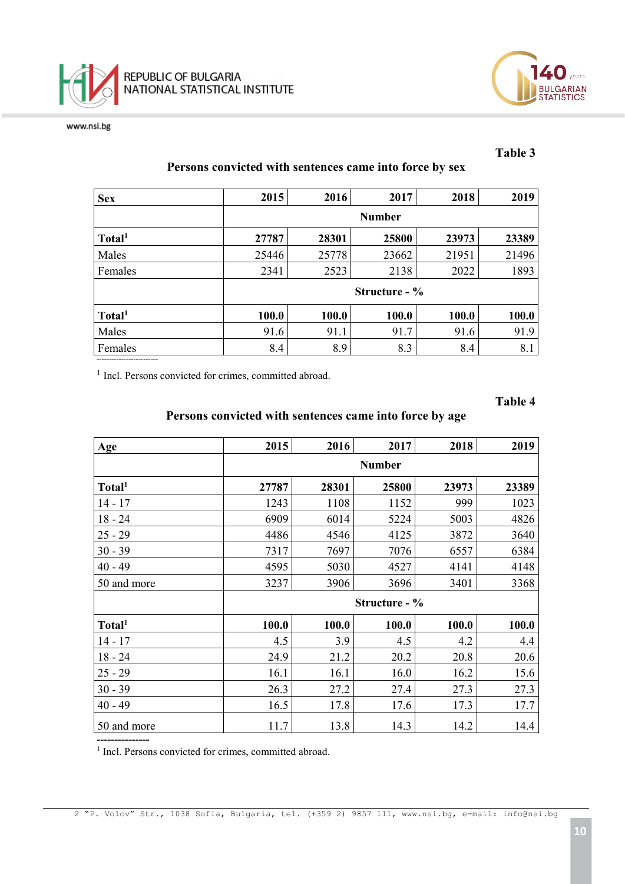Table 3

**Persons convicted with sentences came into force by sex**

| Sex | 2015 | 2016 | 2017 | 2018 | 2019 |
|---|---|---|---|---|---|
| | Number | | | | |
| **Total**[1] | **27787** | **28301** | **25800** | **23973** | **23389** |
| Males | 25446 | 25778 | 23662 | 21951 | 21496 |
| Females | 2341 | 2523 | 2138 | 2022 | 1893 |
| | Structure - % | | | | |
| **Total**[1] | **100.0** | **100.0** | **100.0** | **100.0** | **100.0** |
| Males | 91.6 | 91.1 | 91.7 | 91.6 | 91.9 |
| Females | 8.4 | 8.9 | 8.3 | 8.4 | 8.1 |

[1] Incl. Persons convicted for crimes, committed abroad.

Table 4

**Persons convicted with sentences came into force by age**

| Age | 2015 | 2016 | 2017 | 2018 | 2019 |
|---|---|---|---|---|---|
| | Number | | | | |
| **Total**[1] | **27787** | **28301** | **25800** | **23973** | **23389** |
| 14 - 17 | 1243 | 1108 | 1152 | 999 | 1023 |
| 18 - 24 | 6909 | 6014 | 5224 | 5003 | 4826 |
| 25 - 29 | 4486 | 4546 | 4125 | 3872 | 3640 |
| 30 - 39 | 7317 | 7697 | 7076 | 6557 | 6384 |
| 40 - 49 | 4595 | 5030 | 4527 | 4141 | 4148 |
| 50 and more | 3237 | 3906 | 3696 | 3401 | 3368 |
| | Structure - % | | | | |
| **Total**[1] | **100.0** | **100.0** | **100.0** | **100.0** | **100.0** |
| 14 - 17 | 4.5 | 3.9 | 4.5 | 4.2 | 4.4 |
| 18 - 24 | 24.9 | 21.2 | 20.2 | 20.8 | 20.6 |
| 25 - 29 | 16.1 | 16.1 | 16.0 | 16.2 | 15.6 |
| 30 - 39 | 26.3 | 27.2 | 27.4 | 27.3 | 27.3 |
| 40 - 49 | 16.5 | 17.8 | 17.6 | 17.3 | 17.7 |
| 50 and more | 11.7 | 13.8 | 14.3 | 14.2 | 14.4 |

[1] Incl. Persons convicted for crimes, committed abroad.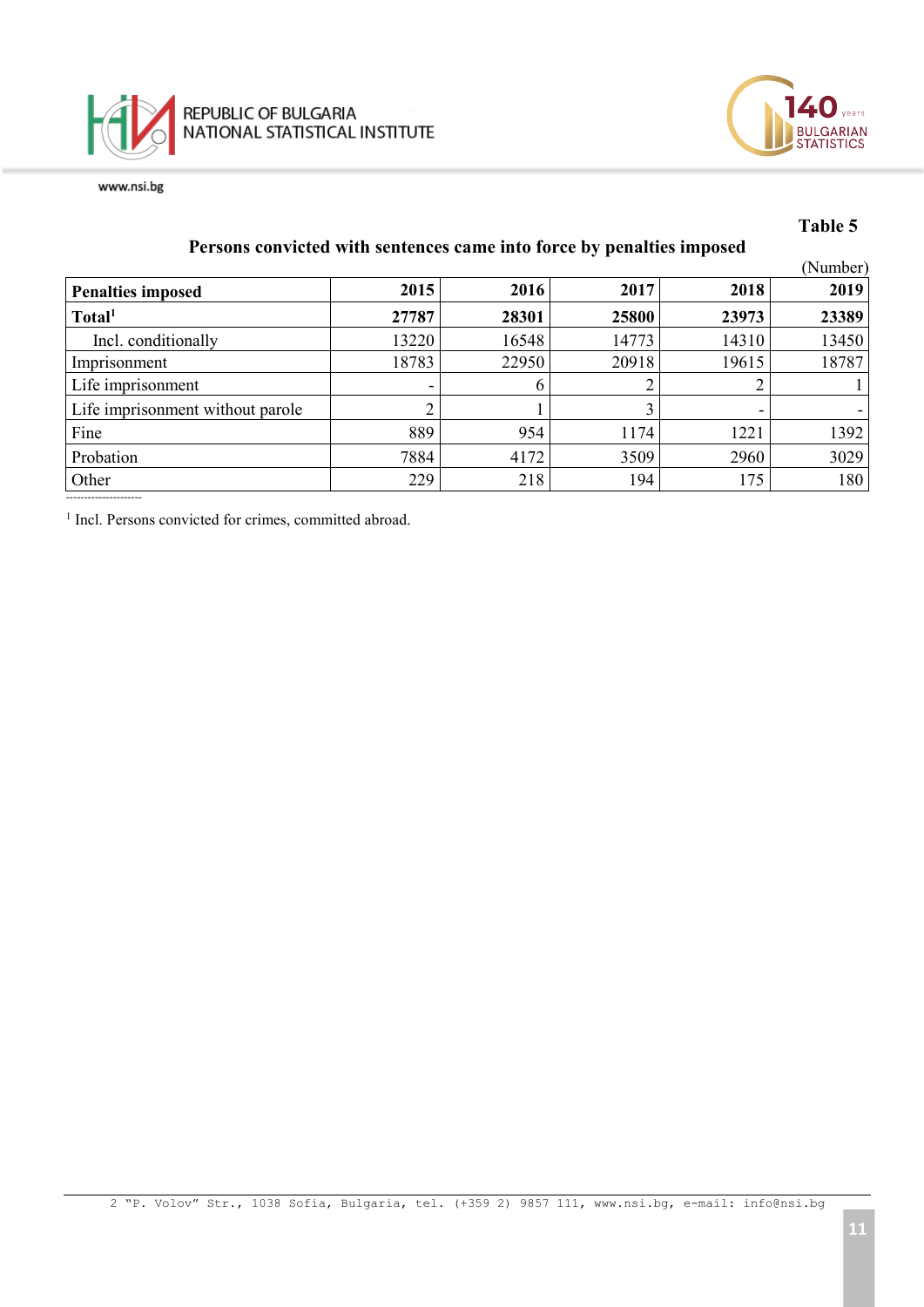Table 5

**Persons convicted with sentences came into force by penalties imposed**

(Number)

| Penalties imposed | 2015 | 2016 | 2017 | 2018 | 2019 |
|---|---|---|---|---|---|
| **Total[1]** | **27787** | **28301** | **25800** | **23973** | **23389** |
| Incl. conditionally | 13220 | 16548 | 14773 | 14310 | 13450 |
| Imprisonment | 18783 | 22950 | 20918 | 19615 | 18787 |
| Life imprisonment | - | 6 | 2 | 2 | 1 |
| Life imprisonment without parole | 2 | 1 | 3 | - | - |
| Fine | 889 | 954 | 1174 | 1221 | 1392 |
| Probation | 7884 | 4172 | 3509 | 2960 | 3029 |
| Other | 229 | 218 | 194 | 175 | 180 |

[1] Incl. Persons convicted for crimes, committed abroad.